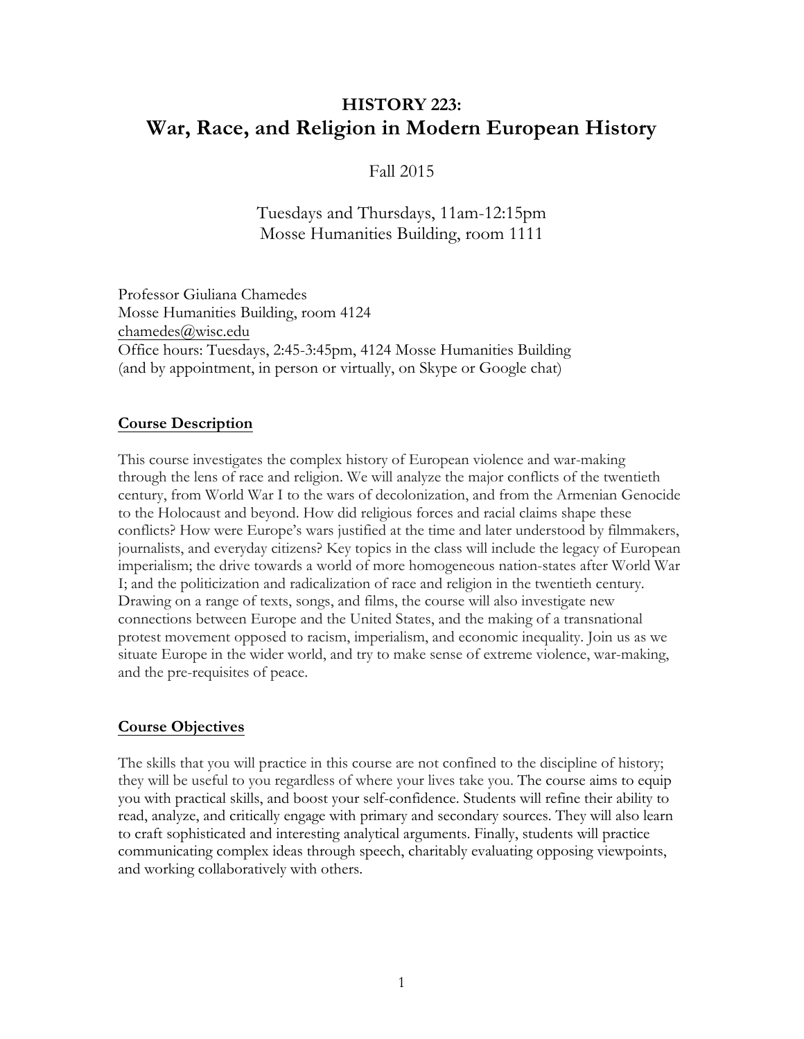# HISTORY 223:
# War, Race, and Religion in Modern European History

Fall 2015

Tuesdays and Thursdays, 11am-12:15pm
Mosse Humanities Building, room 1111

Professor Giuliana Chamedes
Mosse Humanities Building, room 4124
chamedes@wisc.edu
Office hours: Tuesdays, 2:45-3:45pm, 4124 Mosse Humanities Building
(and by appointment, in person or virtually, on Skype or Google chat)

## Course Description

This course investigates the complex history of European violence and war-making through the lens of race and religion. We will analyze the major conflicts of the twentieth century, from World War I to the wars of decolonization, and from the Armenian Genocide to the Holocaust and beyond. How did religious forces and racial claims shape these conflicts? How were Europe's wars justified at the time and later understood by filmmakers, journalists, and everyday citizens? Key topics in the class will include the legacy of European imperialism; the drive towards a world of more homogeneous nation-states after World War I; and the politicization and radicalization of race and religion in the twentieth century. Drawing on a range of texts, songs, and films, the course will also investigate new connections between Europe and the United States, and the making of a transnational protest movement opposed to racism, imperialism, and economic inequality. Join us as we situate Europe in the wider world, and try to make sense of extreme violence, war-making, and the pre-requisites of peace.

## Course Objectives

The skills that you will practice in this course are not confined to the discipline of history; they will be useful to you regardless of where your lives take you. The course aims to equip you with practical skills, and boost your self-confidence. Students will refine their ability to read, analyze, and critically engage with primary and secondary sources. They will also learn to craft sophisticated and interesting analytical arguments. Finally, students will practice communicating complex ideas through speech, charitably evaluating opposing viewpoints, and working collaboratively with others.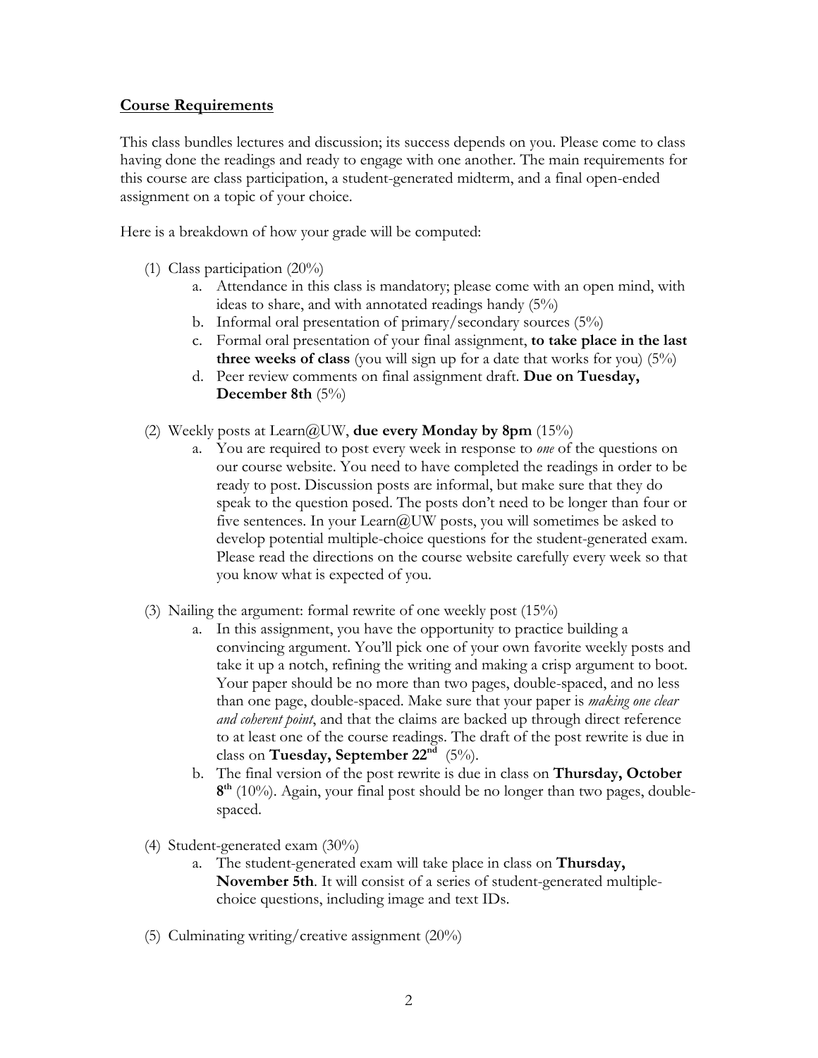**<u>Course Requirements</u>**

This class bundles lectures and discussion; its success depends on you. Please come to class having done the readings and ready to engage with one another. The main requirements for this course are class participation, a student-generated midterm, and a final open-ended assignment on a topic of your choice.

Here is a breakdown of how your grade will be computed:

(1) Class participation (20%)
   a. Attendance in this class is mandatory; please come with an open mind, with ideas to share, and with annotated readings handy (5%)
   b. Informal oral presentation of primary/secondary sources (5%)
   c. Formal oral presentation of your final assignment, **to take place in the last three weeks of class** (you will sign up for a date that works for you) (5%)
   d. Peer review comments on final assignment draft. **Due on Tuesday, December 8th** (5%)

(2) Weekly posts at Learn@UW, **due every Monday by 8pm** (15%)
   a. You are required to post every week in response to *one* of the questions on our course website. You need to have completed the readings in order to be ready to post. Discussion posts are informal, but make sure that they do speak to the question posed. The posts don't need to be longer than four or five sentences. In your Learn@UW posts, you will sometimes be asked to develop potential multiple-choice questions for the student-generated exam. Please read the directions on the course website carefully every week so that you know what is expected of you.

(3) Nailing the argument: formal rewrite of one weekly post (15%)
   a. In this assignment, you have the opportunity to practice building a convincing argument. You'll pick one of your own favorite weekly posts and take it up a notch, refining the writing and making a crisp argument to boot. Your paper should be no more than two pages, double-spaced, and no less than one page, double-spaced. Make sure that your paper is *making one clear and coherent point*, and that the claims are backed up through direct reference to at least one of the course readings. The draft of the post rewrite is due in class on **Tuesday, September 22nd** (5%).
   b. The final version of the post rewrite is due in class on **Thursday, October 8th** (10%). Again, your final post should be no longer than two pages, double-spaced.

(4) Student-generated exam (30%)
   a. The student-generated exam will take place in class on **Thursday, November 5th**. It will consist of a series of student-generated multiple-choice questions, including image and text IDs.

(5) Culminating writing/creative assignment (20%)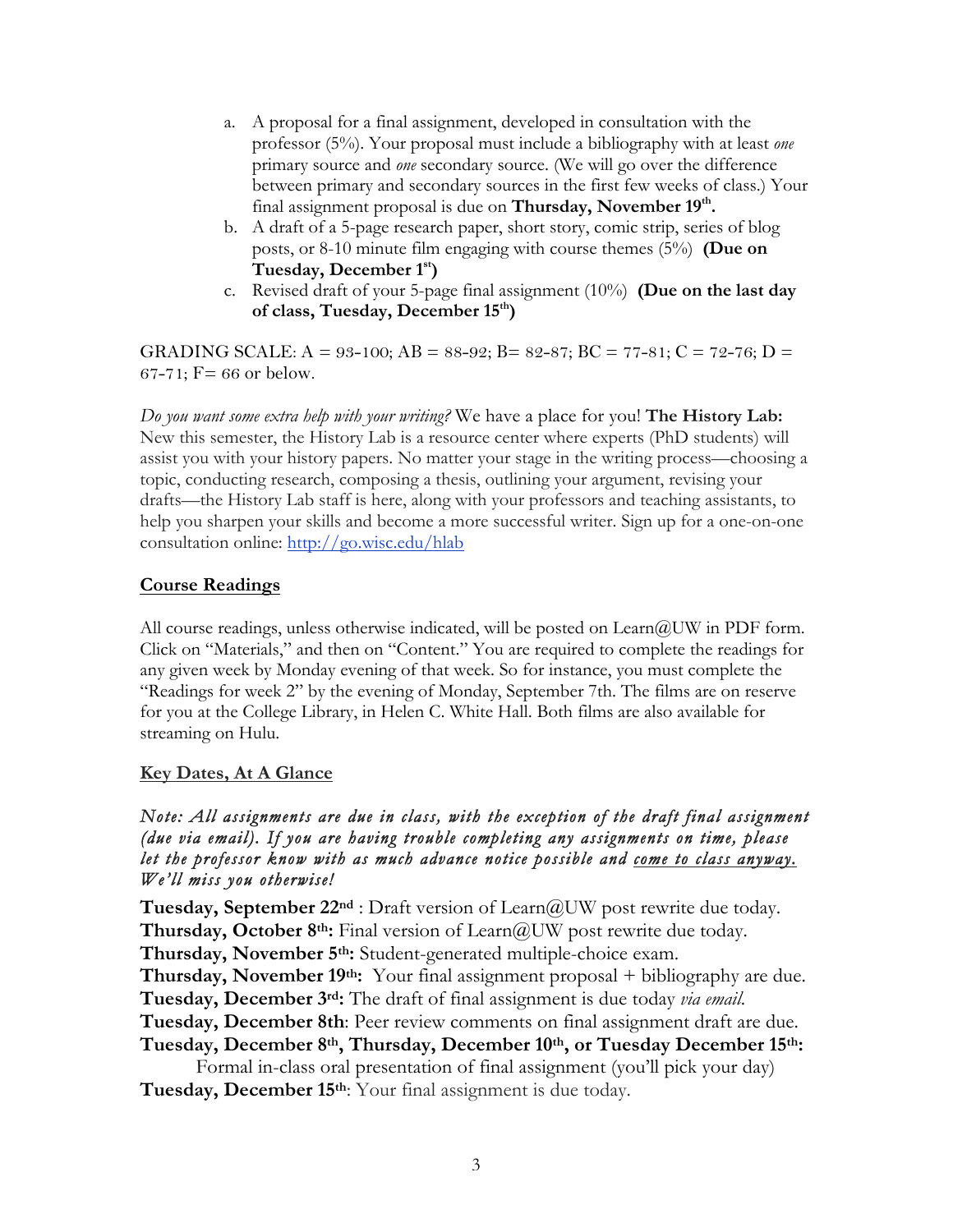a. A proposal for a final assignment, developed in consultation with the professor (5%). Your proposal must include a bibliography with at least *one* primary source and *one* secondary source. (We will go over the difference between primary and secondary sources in the first few weeks of class.) Your final assignment proposal is due on **Thursday, November 19th.**
b. A draft of a 5-page research paper, short story, comic strip, series of blog posts, or 8-10 minute film engaging with course themes (5%) **(Due on Tuesday, December 1st)**
c. Revised draft of your 5-page final assignment (10%) **(Due on the last day of class, Tuesday, December 15th)**

GRADING SCALE: A = 93-100; AB = 88-92; B= 82-87; BC = 77-81; C = 72-76; D = 67-71; F= 66 or below.

*Do you want some extra help with your writing?* We have a place for you! **The History Lab:** New this semester, the History Lab is a resource center where experts (PhD students) will assist you with your history papers. No matter your stage in the writing process—choosing a topic, conducting research, composing a thesis, outlining your argument, revising your drafts—the History Lab staff is here, along with your professors and teaching assistants, to help you sharpen your skills and become a more successful writer. Sign up for a one-on-one consultation online: http://go.wisc.edu/hlab

## Course Readings

All course readings, unless otherwise indicated, will be posted on Learn@UW in PDF form. Click on "Materials," and then on "Content." You are required to complete the readings for any given week by Monday evening of that week. So for instance, you must complete the "Readings for week 2" by the evening of Monday, September 7th. The films are on reserve for you at the College Library, in Helen C. White Hall. Both films are also available for streaming on Hulu.

## Key Dates, At A Glance

*Note: All assignments are due in class, with the exception of the draft final assignment (due via email). If you are having trouble completing any assignments on time, please let the professor know with as much advance notice possible and come to class anyway. We'll miss you otherwise!*

**Tuesday, September 22nd** : Draft version of Learn@UW post rewrite due today.
**Thursday, October 8th:** Final version of Learn@UW post rewrite due today.
**Thursday, November 5th:** Student-generated multiple-choice exam.
**Thursday, November 19th:** Your final assignment proposal + bibliography are due.
**Tuesday, December 3rd:** The draft of final assignment is due today *via email.*
**Tuesday, December 8th**: Peer review comments on final assignment draft are due.
**Tuesday, December 8th, Thursday, December 10th, or Tuesday December 15th:** Formal in-class oral presentation of final assignment (you'll pick your day)
**Tuesday, December 15th**: Your final assignment is due today.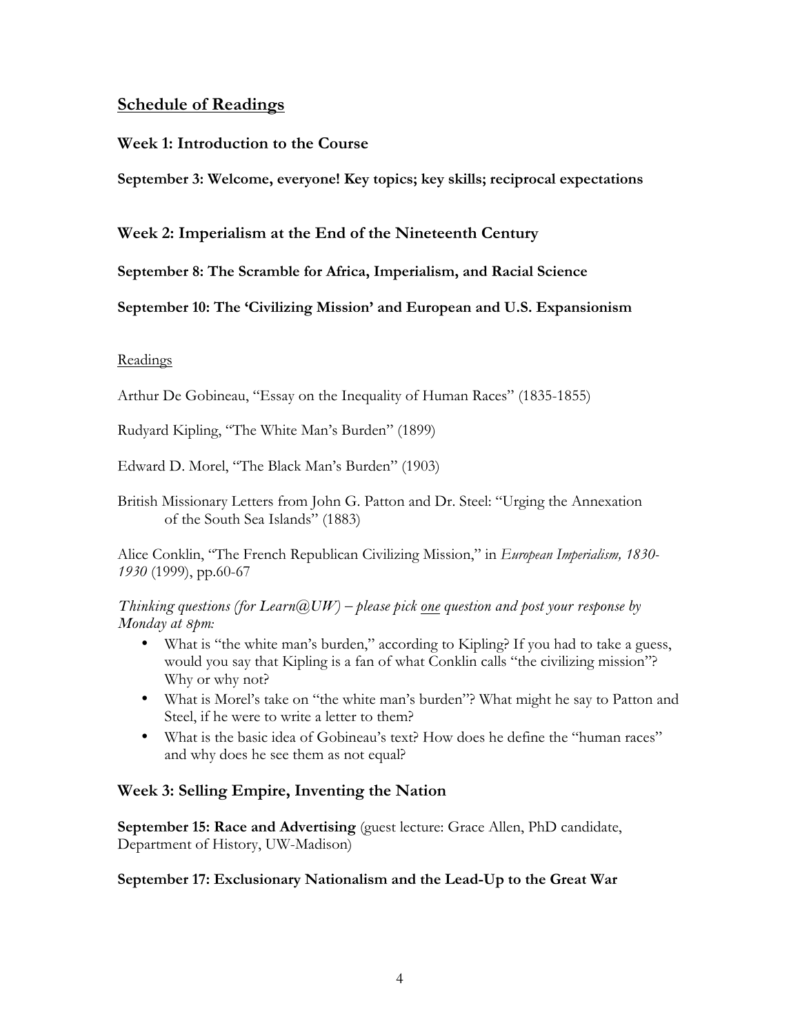## Schedule of Readings

### Week 1: Introduction to the Course

**September 3: Welcome, everyone! Key topics; key skills; reciprocal expectations**

### Week 2: Imperialism at the End of the Nineteenth Century

**September 8: The Scramble for Africa, Imperialism, and Racial Science**

**September 10: The 'Civilizing Mission' and European and U.S. Expansionism**

Readings

Arthur De Gobineau, "Essay on the Inequality of Human Races" (1835-1855)

Rudyard Kipling, "The White Man's Burden" (1899)

Edward D. Morel, "The Black Man's Burden" (1903)

British Missionary Letters from John G. Patton and Dr. Steel: "Urging the Annexation of the South Sea Islands" (1883)

Alice Conklin, "The French Republican Civilizing Mission," in *European Imperialism, 1830-1930* (1999), pp.60-67

*Thinking questions (for Learn@UW) – please pick one question and post your response by Monday at 8pm:*

- What is "the white man's burden," according to Kipling? If you had to take a guess, would you say that Kipling is a fan of what Conklin calls "the civilizing mission"? Why or why not?
- What is Morel's take on "the white man's burden"? What might he say to Patton and Steel, if he were to write a letter to them?
- What is the basic idea of Gobineau's text? How does he define the "human races" and why does he see them as not equal?

### Week 3: Selling Empire, Inventing the Nation

**September 15: Race and Advertising** (guest lecture: Grace Allen, PhD candidate, Department of History, UW-Madison)

**September 17: Exclusionary Nationalism and the Lead-Up to the Great War**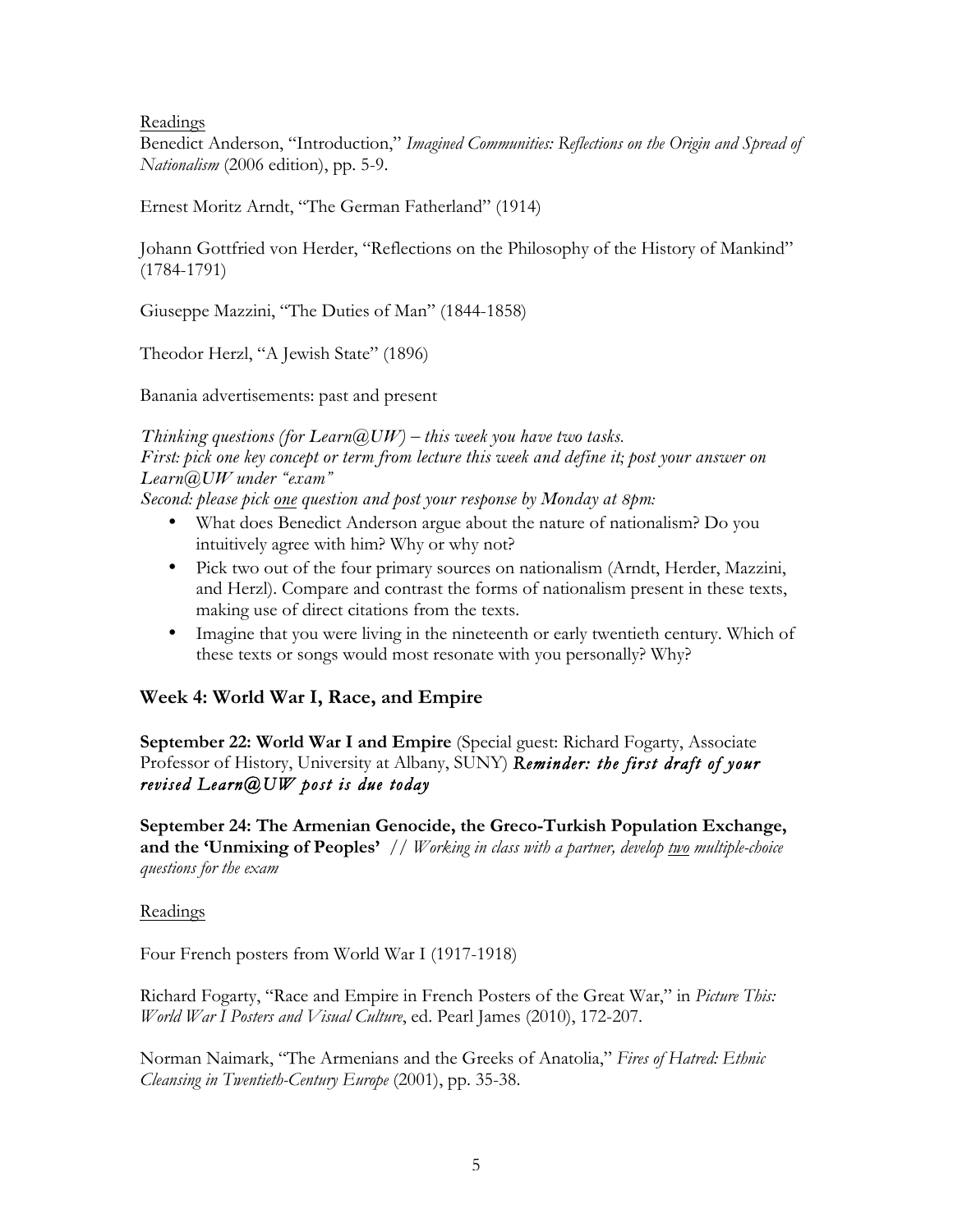Readings

Benedict Anderson, "Introduction," *Imagined Communities: Reflections on the Origin and Spread of Nationalism* (2006 edition), pp. 5-9.

Ernest Moritz Arndt, "The German Fatherland" (1914)

Johann Gottfried von Herder, "Reflections on the Philosophy of the History of Mankind" (1784-1791)

Giuseppe Mazzini, "The Duties of Man" (1844-1858)

Theodor Herzl, "A Jewish State" (1896)

Banania advertisements: past and present

*Thinking questions (for Learn@UW) – this week you have two tasks.*
*First: pick one key concept or term from lecture this week and define it; post your answer on Learn@UW under "exam"*
*Second: please pick one question and post your response by Monday at 8pm:*

- What does Benedict Anderson argue about the nature of nationalism? Do you intuitively agree with him? Why or why not?
- Pick two out of the four primary sources on nationalism (Arndt, Herder, Mazzini, and Herzl). Compare and contrast the forms of nationalism present in these texts, making use of direct citations from the texts.
- Imagine that you were living in the nineteenth or early twentieth century. Which of these texts or songs would most resonate with you personally? Why?

## Week 4: World War I, Race, and Empire

**September 22: World War I and Empire** (Special guest: Richard Fogarty, Associate Professor of History, University at Albany, SUNY) ***Reminder: the first draft of your revised Learn@UW post is due today***

**September 24: The Armenian Genocide, the Greco-Turkish Population Exchange, and the 'Unmixing of Peoples'** // *Working in class with a partner, develop two multiple-choice questions for the exam*

Readings

Four French posters from World War I (1917-1918)

Richard Fogarty, "Race and Empire in French Posters of the Great War," in *Picture This: World War I Posters and Visual Culture*, ed. Pearl James (2010), 172-207.

Norman Naimark, "The Armenians and the Greeks of Anatolia," *Fires of Hatred: Ethnic Cleansing in Twentieth-Century Europe* (2001), pp. 35-38.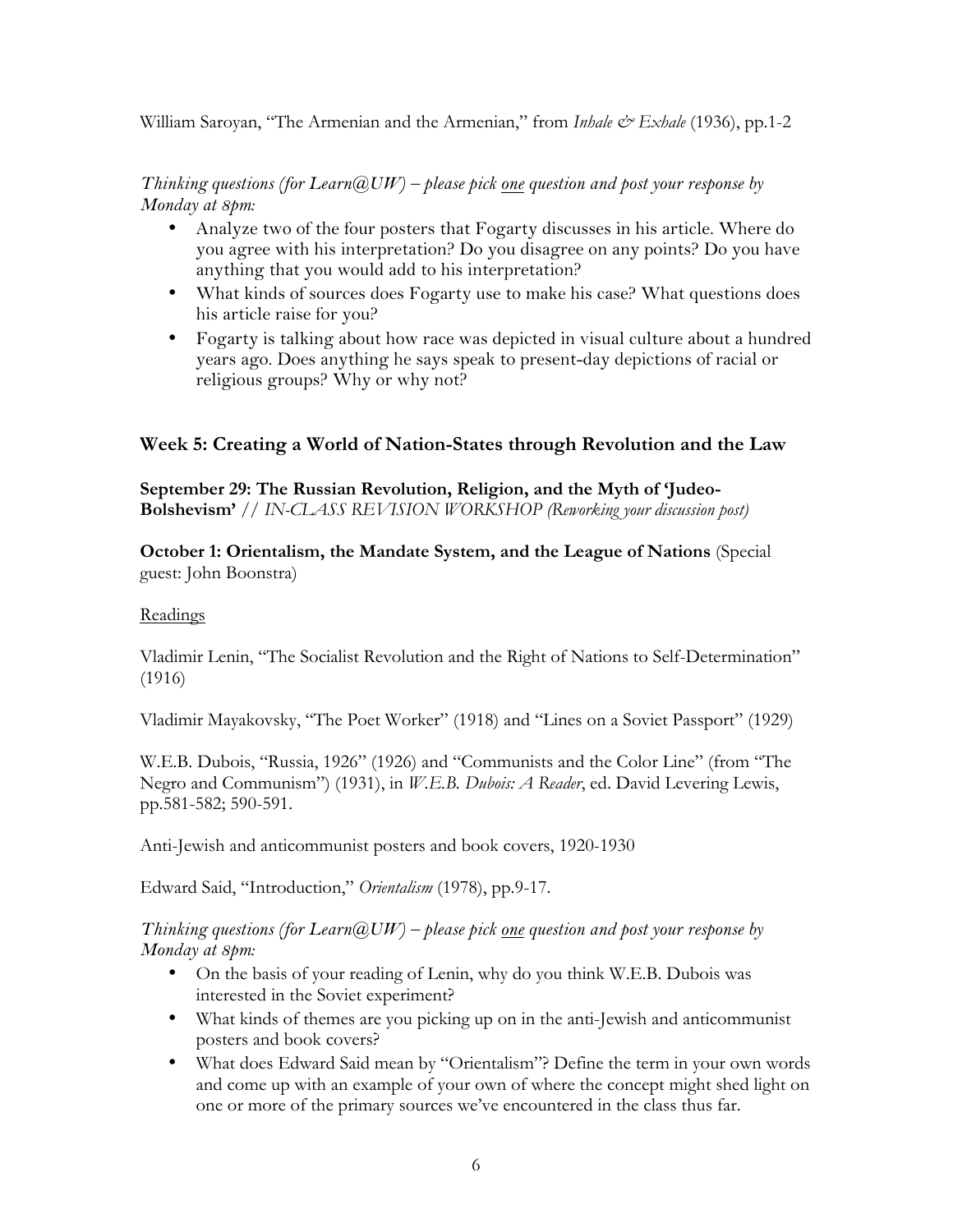William Saroyan, "The Armenian and the Armenian," from *Inhale & Exhale* (1936), pp.1-2

*Thinking questions (for Learn@UW) – please pick one question and post your response by Monday at 8pm:*

- Analyze two of the four posters that Fogarty discusses in his article. Where do you agree with his interpretation? Do you disagree on any points? Do you have anything that you would add to his interpretation?
- What kinds of sources does Fogarty use to make his case? What questions does his article raise for you?
- Fogarty is talking about how race was depicted in visual culture about a hundred years ago. Does anything he says speak to present-day depictions of racial or religious groups? Why or why not?

## Week 5: Creating a World of Nation-States through Revolution and the Law

**September 29: The Russian Revolution, Religion, and the Myth of 'Judeo-Bolshevism'** // *IN-CLASS REVISION WORKSHOP (Reworking your discussion post)*

**October 1: Orientalism, the Mandate System, and the League of Nations** (Special guest: John Boonstra)

Readings

Vladimir Lenin, "The Socialist Revolution and the Right of Nations to Self-Determination" (1916)

Vladimir Mayakovsky, "The Poet Worker" (1918) and "Lines on a Soviet Passport" (1929)

W.E.B. Dubois, "Russia, 1926" (1926) and "Communists and the Color Line" (from "The Negro and Communism") (1931), in *W.E.B. Dubois: A Reader*, ed. David Levering Lewis, pp.581-582; 590-591.

Anti-Jewish and anticommunist posters and book covers, 1920-1930

Edward Said, "Introduction," *Orientalism* (1978), pp.9-17.

*Thinking questions (for Learn@UW) – please pick one question and post your response by Monday at 8pm:*

- On the basis of your reading of Lenin, why do you think W.E.B. Dubois was interested in the Soviet experiment?
- What kinds of themes are you picking up on in the anti-Jewish and anticommunist posters and book covers?
- What does Edward Said mean by "Orientalism"? Define the term in your own words and come up with an example of your own of where the concept might shed light on one or more of the primary sources we've encountered in the class thus far.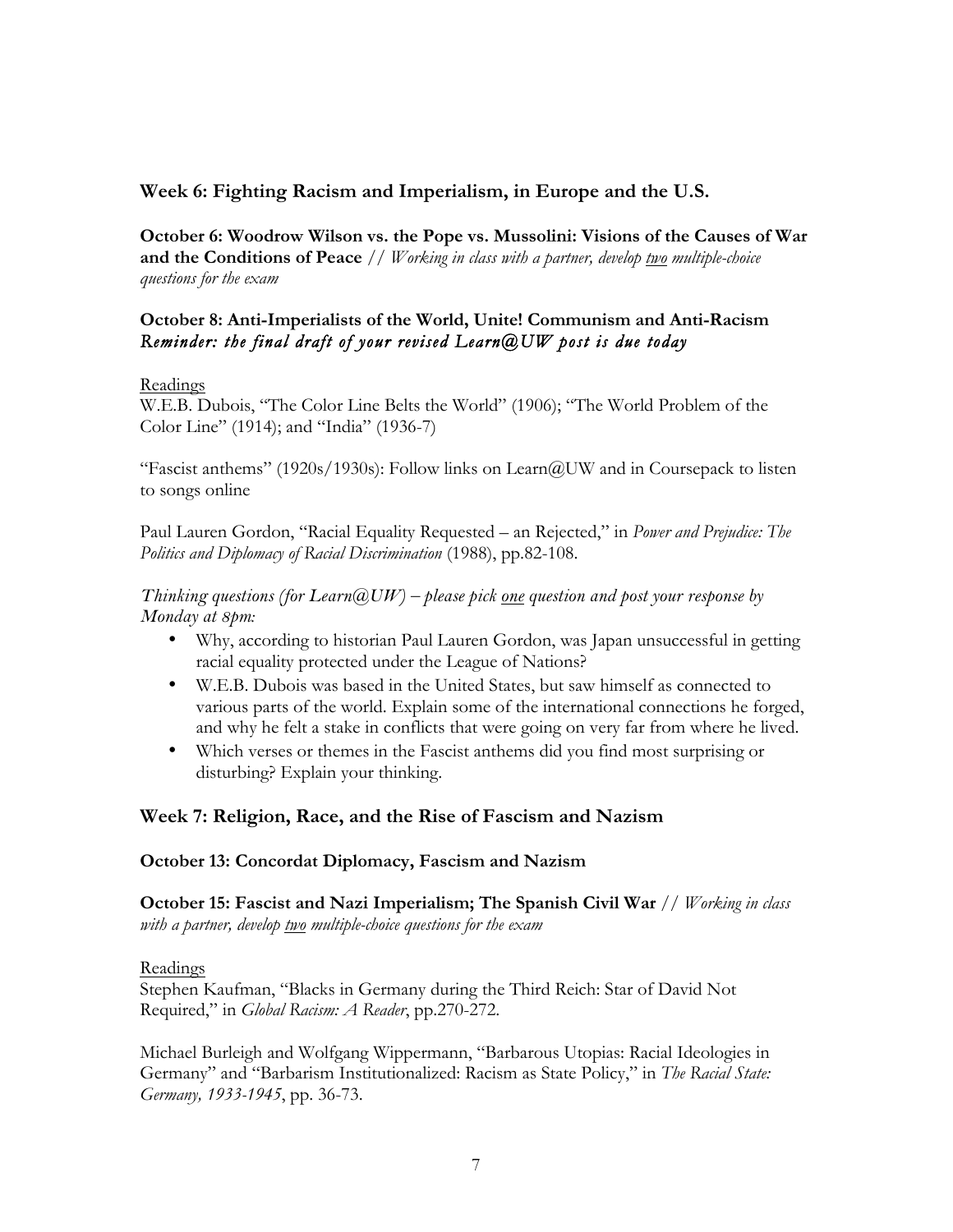## Week 6: Fighting Racism and Imperialism, in Europe and the U.S.

**October 6: Woodrow Wilson vs. the Pope vs. Mussolini: Visions of the Causes of War and the Conditions of Peace** // *Working in class with a partner, develop two multiple-choice questions for the exam*

**October 8: Anti-Imperialists of the World, Unite! Communism and Anti-Racism**
***Reminder: the final draft of your revised Learn@UW post is due today***

Readings
W.E.B. Dubois, "The Color Line Belts the World" (1906); "The World Problem of the Color Line" (1914); and "India" (1936-7)

"Fascist anthems" (1920s/1930s): Follow links on Learn@UW and in Coursepack to listen to songs online

Paul Lauren Gordon, "Racial Equality Requested – an Rejected," in *Power and Prejudice: The Politics and Diplomacy of Racial Discrimination* (1988), pp.82-108.

*Thinking questions (for Learn@UW) – please pick one question and post your response by Monday at 8pm:*

- Why, according to historian Paul Lauren Gordon, was Japan unsuccessful in getting racial equality protected under the League of Nations?
- W.E.B. Dubois was based in the United States, but saw himself as connected to various parts of the world. Explain some of the international connections he forged, and why he felt a stake in conflicts that were going on very far from where he lived.
- Which verses or themes in the Fascist anthems did you find most surprising or disturbing? Explain your thinking.

## Week 7: Religion, Race, and the Rise of Fascism and Nazism

**October 13: Concordat Diplomacy, Fascism and Nazism**

**October 15: Fascist and Nazi Imperialism; The Spanish Civil War** // *Working in class with a partner, develop two multiple-choice questions for the exam*

Readings
Stephen Kaufman, "Blacks in Germany during the Third Reich: Star of David Not Required," in *Global Racism: A Reader*, pp.270-272.

Michael Burleigh and Wolfgang Wippermann, "Barbarous Utopias: Racial Ideologies in Germany" and "Barbarism Institutionalized: Racism as State Policy," in *The Racial State: Germany, 1933-1945*, pp. 36-73.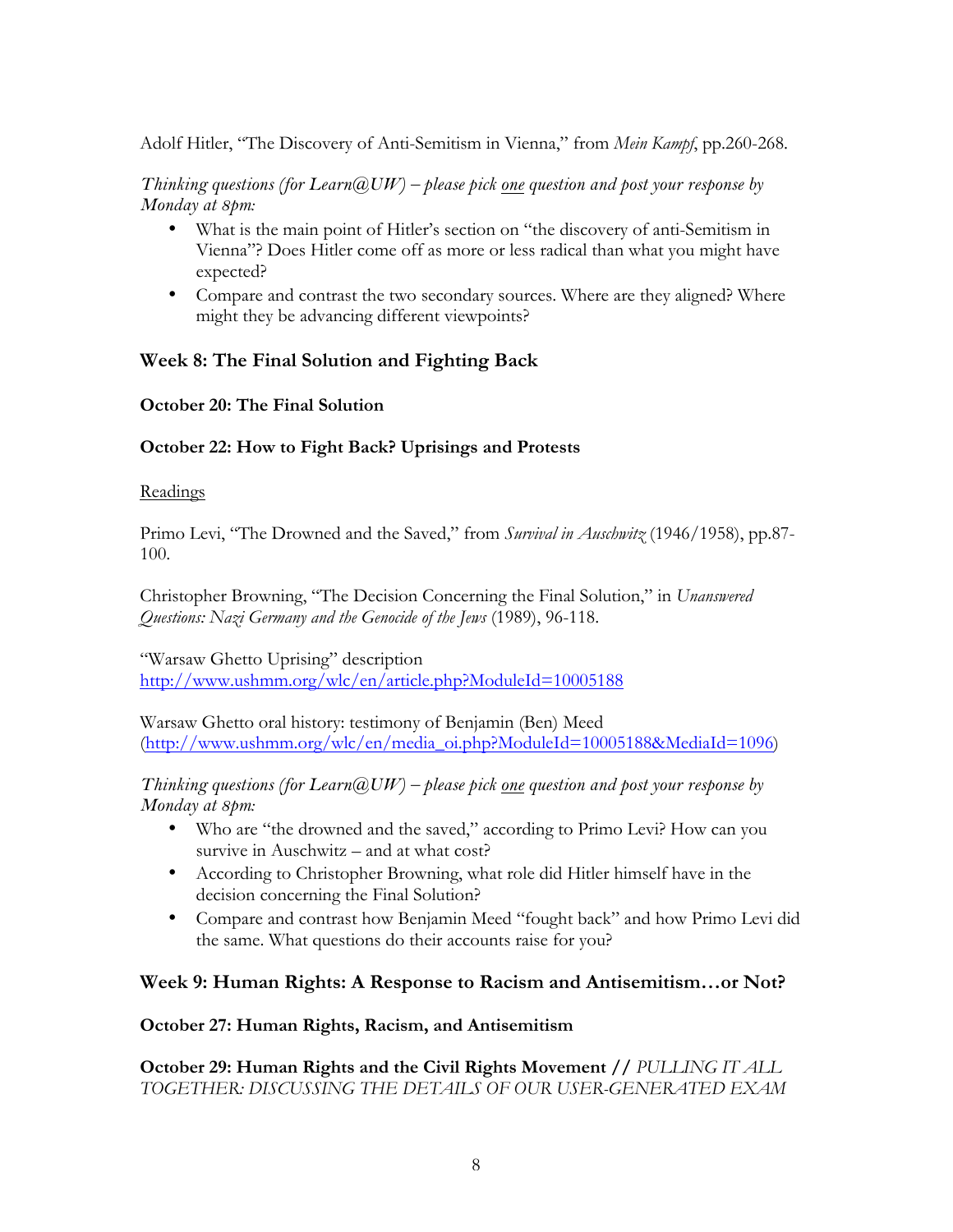Adolf Hitler, "The Discovery of Anti-Semitism in Vienna," from *Mein Kampf*, pp.260-268.

*Thinking questions (for Learn@UW) – please pick one question and post your response by Monday at 8pm:*

- What is the main point of Hitler's section on "the discovery of anti-Semitism in Vienna"? Does Hitler come off as more or less radical than what you might have expected?
- Compare and contrast the two secondary sources. Where are they aligned? Where might they be advancing different viewpoints?

## Week 8: The Final Solution and Fighting Back

### October 20: The Final Solution

### October 22: How to Fight Back? Uprisings and Protests

Readings

Primo Levi, "The Drowned and the Saved," from *Survival in Auschwitz* (1946/1958), pp.87-100.

Christopher Browning, "The Decision Concerning the Final Solution," in *Unanswered Questions: Nazi Germany and the Genocide of the Jews* (1989), 96-118.

"Warsaw Ghetto Uprising" description
http://www.ushmm.org/wlc/en/article.php?ModuleId=10005188

Warsaw Ghetto oral history: testimony of Benjamin (Ben) Meed
(http://www.ushmm.org/wlc/en/media_oi.php?ModuleId=10005188&MediaId=1096)

*Thinking questions (for Learn@UW) – please pick one question and post your response by Monday at 8pm:*

- Who are "the drowned and the saved," according to Primo Levi? How can you survive in Auschwitz – and at what cost?
- According to Christopher Browning, what role did Hitler himself have in the decision concerning the Final Solution?
- Compare and contrast how Benjamin Meed "fought back" and how Primo Levi did the same. What questions do their accounts raise for you?

## Week 9: Human Rights: A Response to Racism and Antisemitism…or Not?

### October 27: Human Rights, Racism, and Antisemitism

### October 29: Human Rights and the Civil Rights Movement // *PULLING IT ALL TOGETHER: DISCUSSING THE DETAILS OF OUR USER-GENERATED EXAM*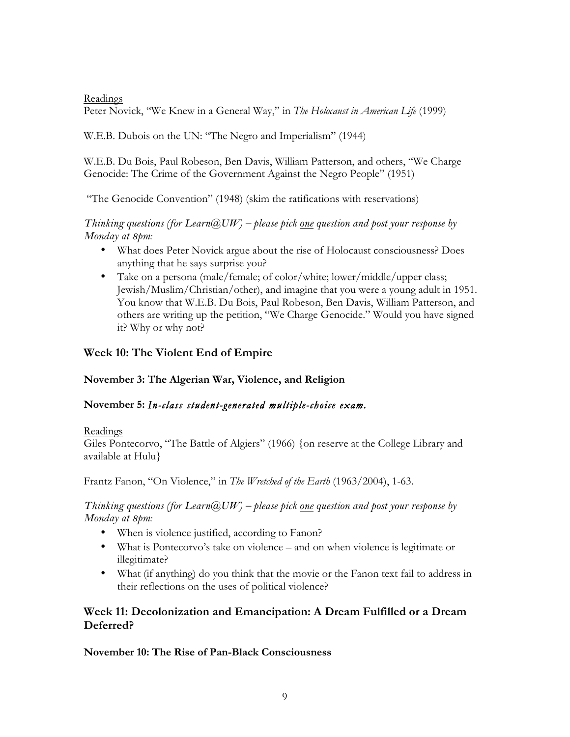Readings

Peter Novick, "We Knew in a General Way," in *The Holocaust in American Life* (1999)

W.E.B. Dubois on the UN: "The Negro and Imperialism" (1944)

W.E.B. Du Bois, Paul Robeson, Ben Davis, William Patterson, and others, "We Charge Genocide: The Crime of the Government Against the Negro People" (1951)

"The Genocide Convention" (1948) (skim the ratifications with reservations)

*Thinking questions (for Learn@UW) – please pick one question and post your response by Monday at 8pm:*

- What does Peter Novick argue about the rise of Holocaust consciousness? Does anything that he says surprise you?
- Take on a persona (male/female; of color/white; lower/middle/upper class; Jewish/Muslim/Christian/other), and imagine that you were a young adult in 1951. You know that W.E.B. Du Bois, Paul Robeson, Ben Davis, William Patterson, and others are writing up the petition, "We Charge Genocide." Would you have signed it? Why or why not?

## Week 10: The Violent End of Empire

### November 3: The Algerian War, Violence, and Religion

### November 5: *In-class student-generated multiple-choice exam.*

Readings

Giles Pontecorvo, "The Battle of Algiers" (1966) {on reserve at the College Library and available at Hulu}

Frantz Fanon, "On Violence," in *The Wretched of the Earth* (1963/2004), 1-63.

*Thinking questions (for Learn@UW) – please pick one question and post your response by Monday at 8pm:*

- When is violence justified, according to Fanon?
- What is Pontecorvo's take on violence – and on when violence is legitimate or illegitimate?
- What (if anything) do you think that the movie or the Fanon text fail to address in their reflections on the uses of political violence?

## Week 11: Decolonization and Emancipation: A Dream Fulfilled or a Dream Deferred?

### November 10: The Rise of Pan-Black Consciousness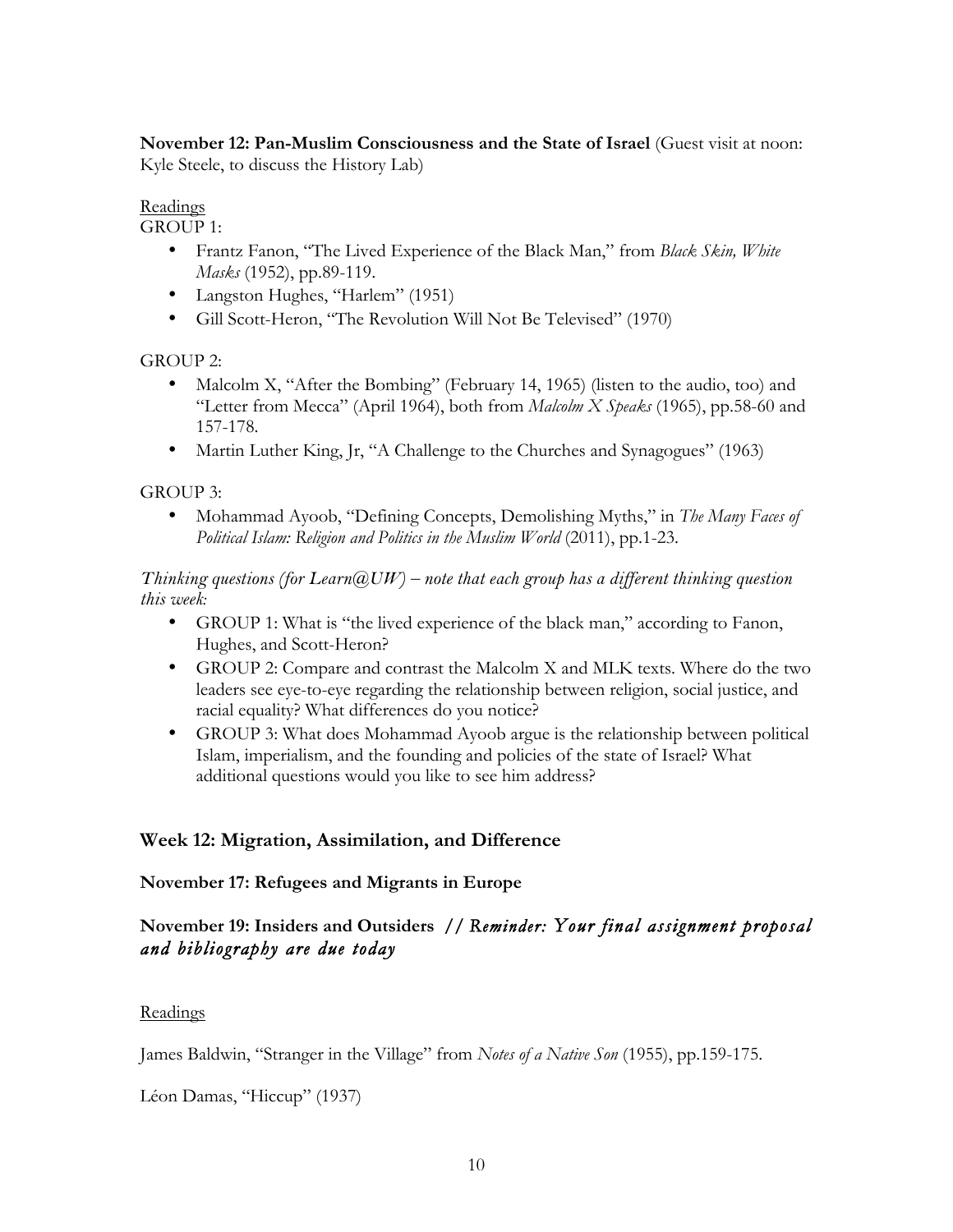**November 12: Pan-Muslim Consciousness and the State of Israel** (Guest visit at noon: Kyle Steele, to discuss the History Lab)

Readings

GROUP 1:

- Frantz Fanon, "The Lived Experience of the Black Man," from *Black Skin, White Masks* (1952), pp.89-119.
- Langston Hughes, "Harlem" (1951)
- Gill Scott-Heron, "The Revolution Will Not Be Televised" (1970)

GROUP 2:

- Malcolm X, "After the Bombing" (February 14, 1965) (listen to the audio, too) and "Letter from Mecca" (April 1964), both from *Malcolm X Speaks* (1965), pp.58-60 and 157-178.
- Martin Luther King, Jr, "A Challenge to the Churches and Synagogues" (1963)

GROUP 3:

- Mohammad Ayoob, "Defining Concepts, Demolishing Myths," in *The Many Faces of Political Islam: Religion and Politics in the Muslim World* (2011), pp.1-23.

*Thinking questions (for Learn@UW) – note that each group has a different thinking question this week:*

- GROUP 1: What is "the lived experience of the black man," according to Fanon, Hughes, and Scott-Heron?
- GROUP 2: Compare and contrast the Malcolm X and MLK texts. Where do the two leaders see eye-to-eye regarding the relationship between religion, social justice, and racial equality? What differences do you notice?
- GROUP 3: What does Mohammad Ayoob argue is the relationship between political Islam, imperialism, and the founding and policies of the state of Israel? What additional questions would you like to see him address?

## Week 12: Migration, Assimilation, and Difference

**November 17: Refugees and Migrants in Europe**

**November 19: Insiders and Outsiders** *// Reminder: Your final assignment proposal and bibliography are due today*

Readings

James Baldwin, "Stranger in the Village" from *Notes of a Native Son* (1955), pp.159-175.

Léon Damas, "Hiccup" (1937)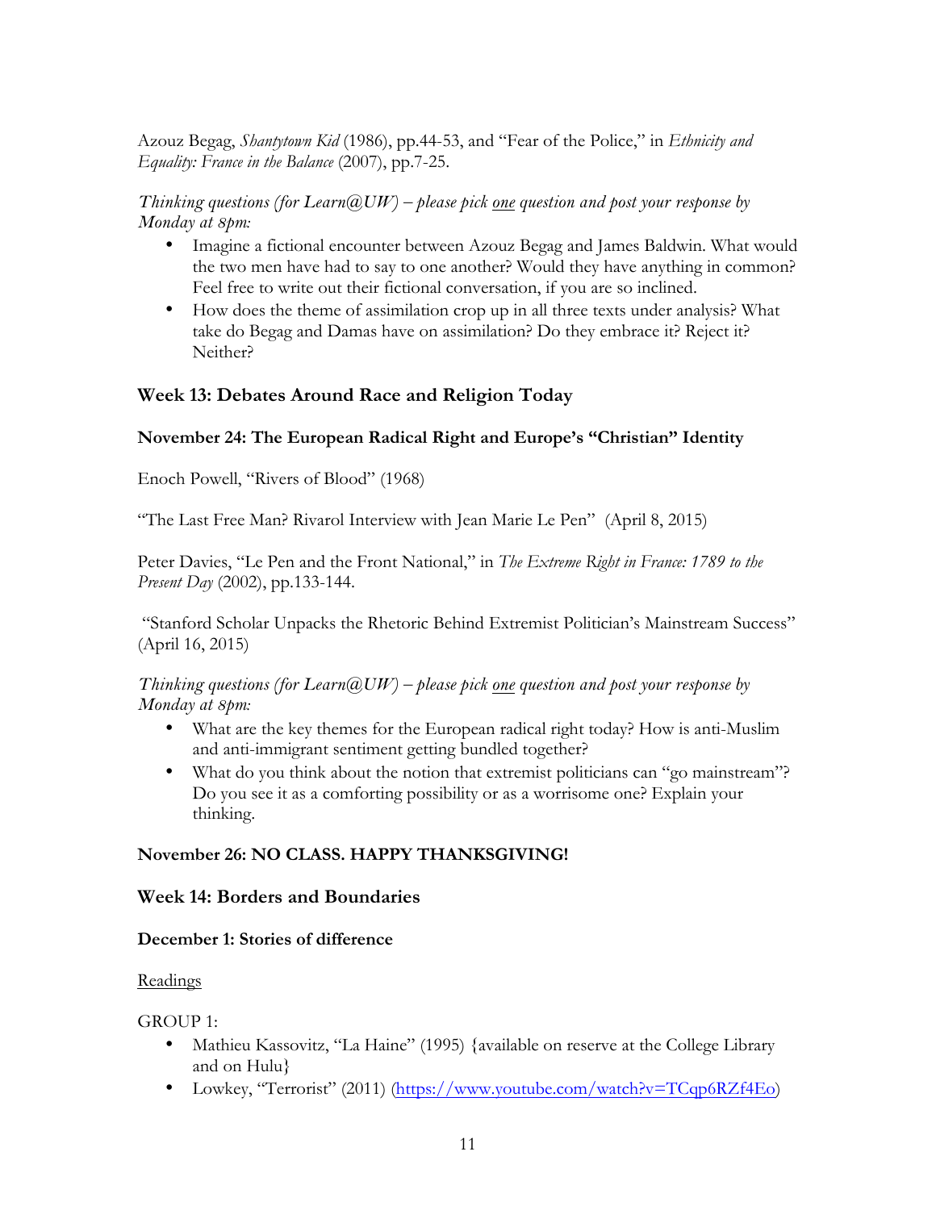Azouz Begag, *Shantytown Kid* (1986), pp.44-53, and "Fear of the Police," in *Ethnicity and Equality: France in the Balance* (2007), pp.7-25.

*Thinking questions (for Learn@UW) – please pick one question and post your response by Monday at 8pm:*

- Imagine a fictional encounter between Azouz Begag and James Baldwin. What would the two men have had to say to one another? Would they have anything in common? Feel free to write out their fictional conversation, if you are so inclined.
- How does the theme of assimilation crop up in all three texts under analysis? What take do Begag and Damas have on assimilation? Do they embrace it? Reject it? Neither?

## Week 13: Debates Around Race and Religion Today

### November 24: The European Radical Right and Europe's "Christian" Identity

Enoch Powell, "Rivers of Blood" (1968)

"The Last Free Man? Rivarol Interview with Jean Marie Le Pen" (April 8, 2015)

Peter Davies, "Le Pen and the Front National," in *The Extreme Right in France: 1789 to the Present Day* (2002), pp.133-144.

"Stanford Scholar Unpacks the Rhetoric Behind Extremist Politician's Mainstream Success" (April 16, 2015)

*Thinking questions (for Learn@UW) – please pick one question and post your response by Monday at 8pm:*

- What are the key themes for the European radical right today? How is anti-Muslim and anti-immigrant sentiment getting bundled together?
- What do you think about the notion that extremist politicians can "go mainstream"? Do you see it as a comforting possibility or as a worrisome one? Explain your thinking.

### November 26: NO CLASS. HAPPY THANKSGIVING!

## Week 14: Borders and Boundaries

### December 1: Stories of difference

Readings

GROUP 1:

- Mathieu Kassovitz, "La Haine" (1995) {available on reserve at the College Library and on Hulu}
- Lowkey, "Terrorist" (2011) (https://www.youtube.com/watch?v=TCqp6RZf4Eo)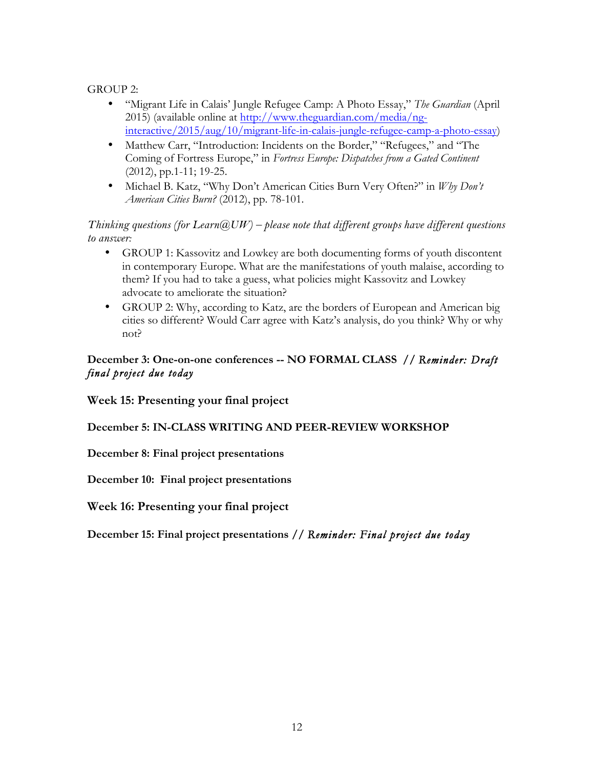GROUP 2:

- "Migrant Life in Calais' Jungle Refugee Camp: A Photo Essay," *The Guardian* (April 2015) (available online at [http://www.theguardian.com/media/ng-interactive/2015/aug/10/migrant-life-in-calais-jungle-refugee-camp-a-photo-essay](http://www.theguardian.com/media/ng-interactive/2015/aug/10/migrant-life-in-calais-jungle-refugee-camp-a-photo-essay))
- Matthew Carr, "Introduction: Incidents on the Border," "Refugees," and "The Coming of Fortress Europe," in *Fortress Europe: Dispatches from a Gated Continent* (2012), pp.1-11; 19-25.
- Michael B. Katz, "Why Don't American Cities Burn Very Often?" in *Why Don't American Cities Burn?* (2012), pp. 78-101.

*Thinking questions (for Learn@UW) – please note that different groups have different questions to answer:*

- GROUP 1: Kassovitz and Lowkey are both documenting forms of youth discontent in contemporary Europe. What are the manifestations of youth malaise, according to them? If you had to take a guess, what policies might Kassovitz and Lowkey advocate to ameliorate the situation?
- GROUP 2: Why, according to Katz, are the borders of European and American big cities so different? Would Carr agree with Katz's analysis, do you think? Why or why not?

**December 3: One-on-one conferences -- NO FORMAL CLASS** // *Reminder: Draft final project due today*

**Week 15: Presenting your final project**

**December 5: IN-CLASS WRITING AND PEER-REVIEW WORKSHOP**

**December 8: Final project presentations**

**December 10: Final project presentations**

**Week 16: Presenting your final project**

**December 15: Final project presentations** // *Reminder: Final project due today*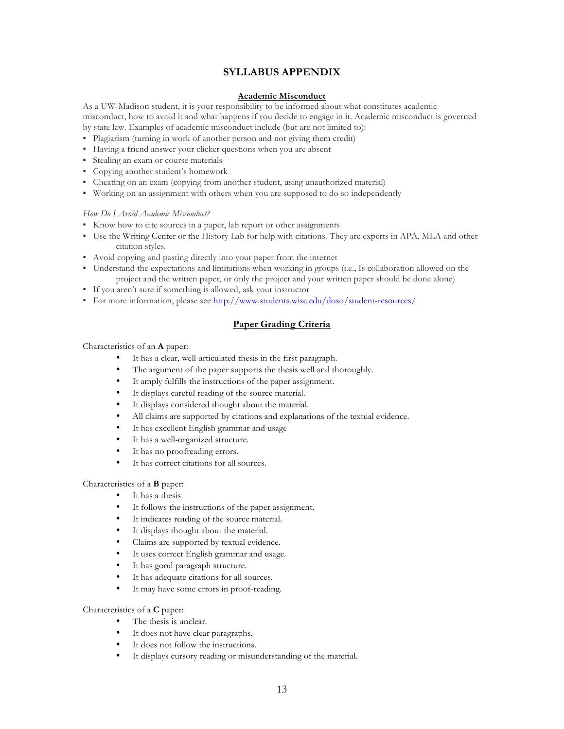# SYLLABUS APPENDIX

## Academic Misconduct

As a UW-Madison student, it is your responsibility to be informed about what constitutes academic misconduct, how to avoid it and what happens if you decide to engage in it. Academic misconduct is governed by state law. Examples of academic misconduct include (but are not limited to):

- Plagiarism (turning in work of another person and not giving them credit)
- Having a friend answer your clicker questions when you are absent
- Stealing an exam or course materials
- Copying another student's homework
- Cheating on an exam (copying from another student, using unauthorized material)
- Working on an assignment with others when you are supposed to do so independently

*How Do I Avoid Academic Misconduct?*

- Know how to cite sources in a paper, lab report or other assignments
- Use the Writing Center or the History Lab for help with citations. They are experts in APA, MLA and other citation styles.
- Avoid copying and pasting directly into your paper from the internet
- Understand the expectations and limitations when working in groups (i.e., Is collaboration allowed on the project and the written paper, or only the project and your written paper should be done alone)
- If you aren't sure if something is allowed, ask your instructor
- For more information, please see http://www.students.wisc.edu/doso/student-resources/

## Paper Grading Criteria

Characteristics of an **A** paper:

- It has a clear, well-articulated thesis in the first paragraph.
- The argument of the paper supports the thesis well and thoroughly.
- It amply fulfills the instructions of the paper assignment.
- It displays careful reading of the source material.
- It displays considered thought about the material.
- All claims are supported by citations and explanations of the textual evidence.
- It has excellent English grammar and usage
- It has a well-organized structure.
- It has no proofreading errors.
- It has correct citations for all sources.

Characteristics of a **B** paper:

- It has a thesis
- It follows the instructions of the paper assignment.
- It indicates reading of the source material.
- It displays thought about the material.
- Claims are supported by textual evidence.
- It uses correct English grammar and usage.
- It has good paragraph structure.
- It has adequate citations for all sources.
- It may have some errors in proof-reading.

Characteristics of a **C** paper:

- The thesis is unclear.
- It does not have clear paragraphs.
- It does not follow the instructions.
- It displays cursory reading or misunderstanding of the material.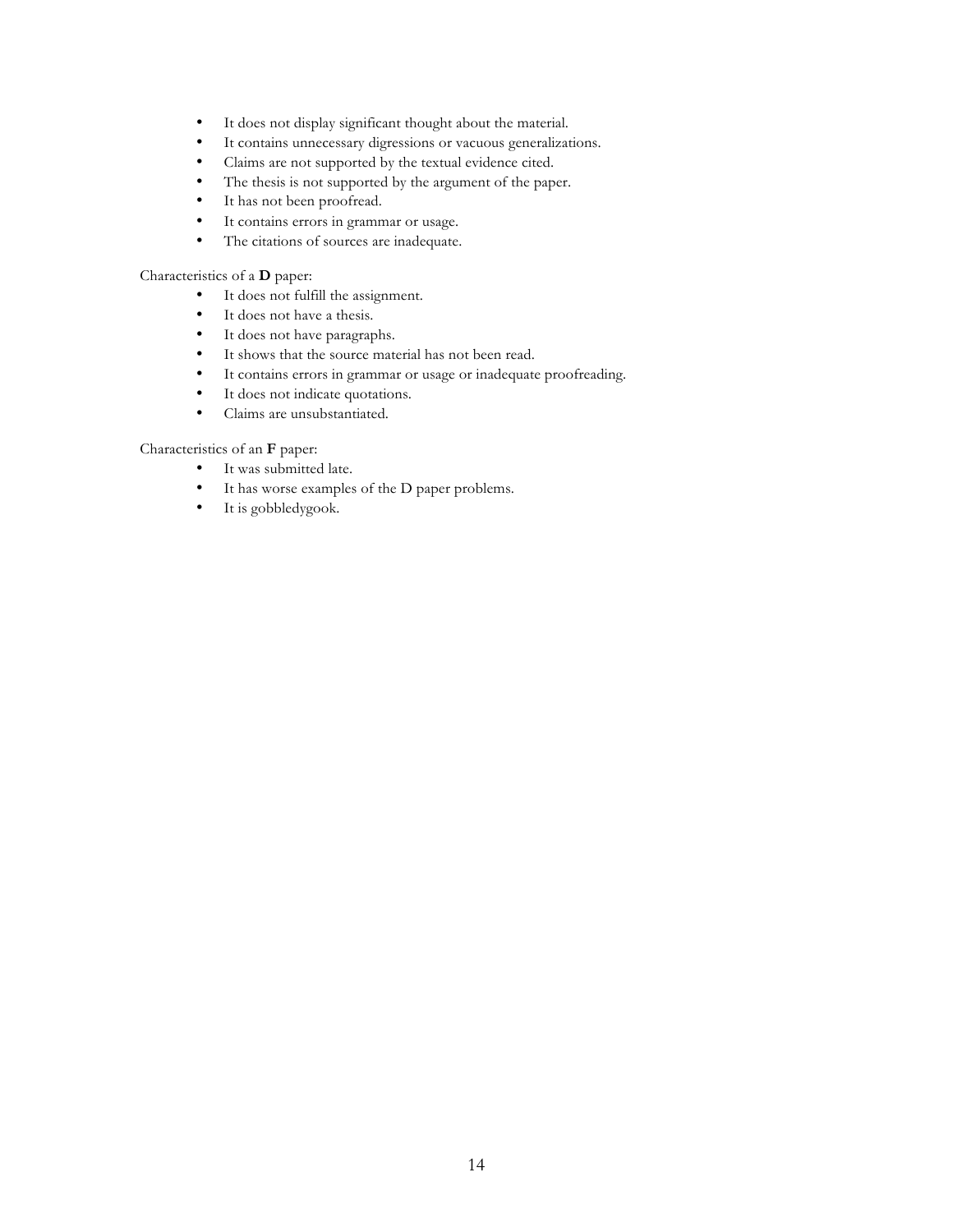- It does not display significant thought about the material.
- It contains unnecessary digressions or vacuous generalizations.
- Claims are not supported by the textual evidence cited.
- The thesis is not supported by the argument of the paper.
- It has not been proofread.
- It contains errors in grammar or usage.
- The citations of sources are inadequate.

Characteristics of a **D** paper:

- It does not fulfill the assignment.
- It does not have a thesis.
- It does not have paragraphs.
- It shows that the source material has not been read.
- It contains errors in grammar or usage or inadequate proofreading.
- It does not indicate quotations.
- Claims are unsubstantiated.

Characteristics of an **F** paper:

- It was submitted late.
- It has worse examples of the D paper problems.
- It is gobbledygook.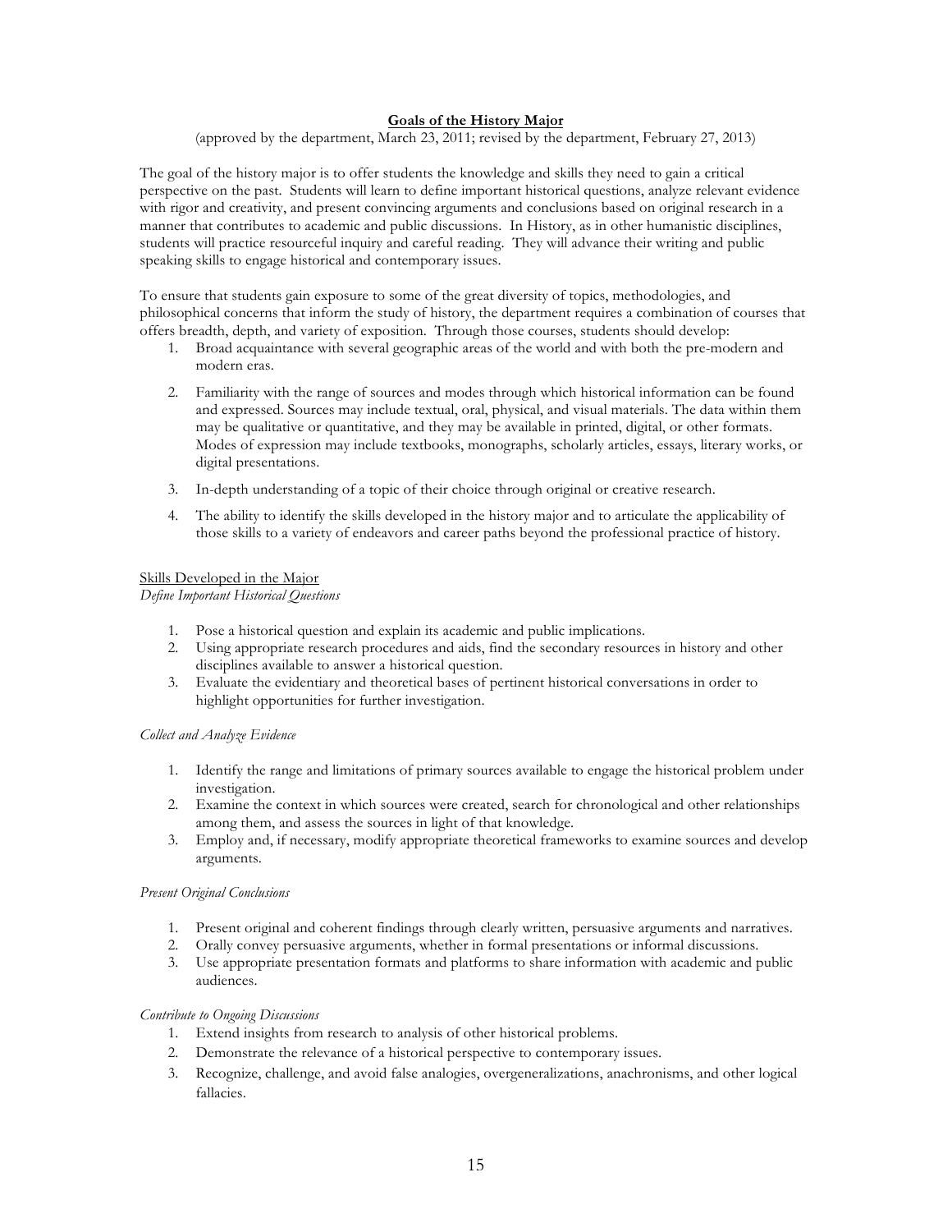## Goals of the History Major

(approved by the department, March 23, 2011; revised by the department, February 27, 2013)

The goal of the history major is to offer students the knowledge and skills they need to gain a critical perspective on the past. Students will learn to define important historical questions, analyze relevant evidence with rigor and creativity, and present convincing arguments and conclusions based on original research in a manner that contributes to academic and public discussions. In History, as in other humanistic disciplines, students will practice resourceful inquiry and careful reading. They will advance their writing and public speaking skills to engage historical and contemporary issues.

To ensure that students gain exposure to some of the great diversity of topics, methodologies, and philosophical concerns that inform the study of history, the department requires a combination of courses that offers breadth, depth, and variety of exposition. Through those courses, students should develop:

1. Broad acquaintance with several geographic areas of the world and with both the pre-modern and modern eras.
2. Familiarity with the range of sources and modes through which historical information can be found and expressed. Sources may include textual, oral, physical, and visual materials. The data within them may be qualitative or quantitative, and they may be available in printed, digital, or other formats. Modes of expression may include textbooks, monographs, scholarly articles, essays, literary works, or digital presentations.
3. In-depth understanding of a topic of their choice through original or creative research.
4. The ability to identify the skills developed in the history major and to articulate the applicability of those skills to a variety of endeavors and career paths beyond the professional practice of history.

### Skills Developed in the Major

*Define Important Historical Questions*

1. Pose a historical question and explain its academic and public implications.
2. Using appropriate research procedures and aids, find the secondary resources in history and other disciplines available to answer a historical question.
3. Evaluate the evidentiary and theoretical bases of pertinent historical conversations in order to highlight opportunities for further investigation.

*Collect and Analyze Evidence*

1. Identify the range and limitations of primary sources available to engage the historical problem under investigation.
2. Examine the context in which sources were created, search for chronological and other relationships among them, and assess the sources in light of that knowledge.
3. Employ and, if necessary, modify appropriate theoretical frameworks to examine sources and develop arguments.

*Present Original Conclusions*

1. Present original and coherent findings through clearly written, persuasive arguments and narratives.
2. Orally convey persuasive arguments, whether in formal presentations or informal discussions.
3. Use appropriate presentation formats and platforms to share information with academic and public audiences.

*Contribute to Ongoing Discussions*

1. Extend insights from research to analysis of other historical problems.
2. Demonstrate the relevance of a historical perspective to contemporary issues.
3. Recognize, challenge, and avoid false analogies, overgeneralizations, anachronisms, and other logical fallacies.